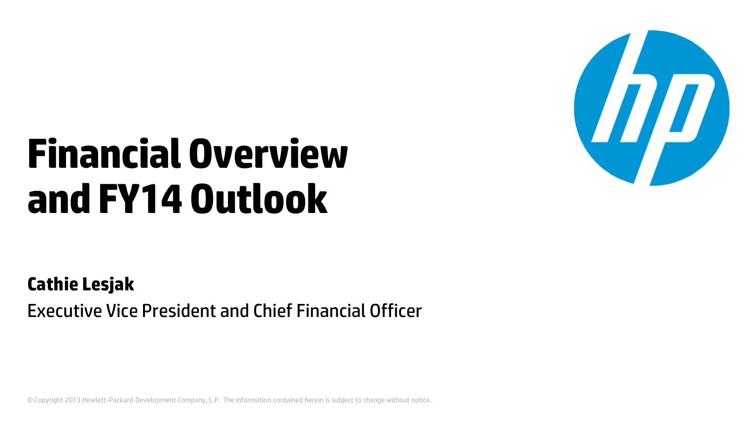# Financial Overview and FY14 Outlook

**Cathie Lesjak**

Executive Vice President and Chief Financial Officer

© Copyright 2013 Hewlett-Packard Development Company, L.P. The information contained herein is subject to change without notice.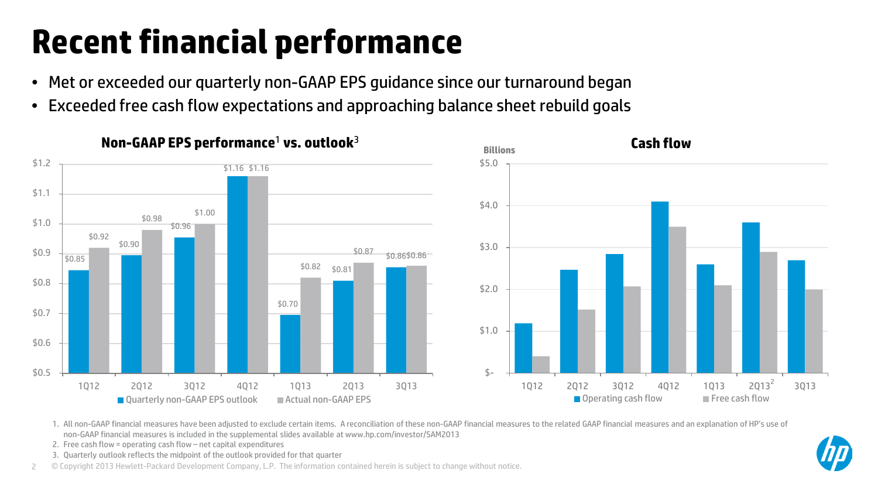# Recent financial performance

- Met or exceeded our quarterly non-GAAP EPS guidance since our turnaround began
- Exceeded free cash flow expectations and approaching balance sheet rebuild goals

## Non-GAAP EPS performance[1] vs. outlook[3]

| Quarter | Quarterly non-GAAP EPS outlook | Actual non-GAAP EPS |
|---|---|---|
| 1Q12 | $0.85 | $0.92 |
| 2Q12 | $0.90 | $0.98 |
| 3Q12 | $0.96 | $1.00 |
| 4Q12 | $1.16 | $1.16 |
| 1Q13 | $0.70 | $0.82 |
| 2Q13 | $0.81 | $0.87 |
| 3Q13 | $0.86 | $0.86 |

## Cash flow

Billions

Legend: Operating cash flow; Free cash flow

Quarters: 1Q12, 2Q12, 3Q12, 4Q12, 1Q13, 2Q13[2], 3Q13

1. All non-GAAP financial measures have been adjusted to exclude certain items. A reconciliation of these non-GAAP financial measures to the related GAAP financial measures and an explanation of HP's use of non-GAAP financial measures is included in the supplemental slides available at www.hp.com/investor/SAM2013
2. Free cash flow = operating cash flow – net capital expenditures
3. Quarterly outlook reflects the midpoint of the outlook provided for that quarter

© Copyright 2013 Hewlett-Packard Development Company, L.P. The information contained herein is subject to change without notice.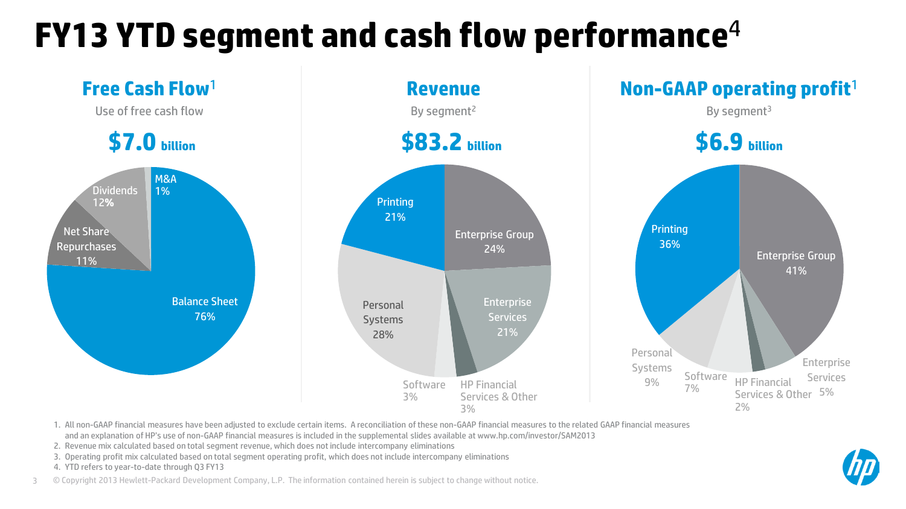# FY13 YTD segment and cash flow performance[4]

## Free Cash Flow[1]

Use of free cash flow

**$7.0 billion**

| Use | Share |
| --- | --- |
| Balance Sheet | 76% |
| Dividends | 12% |
| Net Share Repurchases | 11% |
| M&A | 1% |

## Revenue

By segment[2]

**$83.2 billion**

| Segment | Share |
| --- | --- |
| Personal Systems | 28% |
| Enterprise Group | 24% |
| Printing | 21% |
| Enterprise Services | 21% |
| Software | 3% |
| HP Financial Services & Other | 3% |

## Non-GAAP operating profit[1]

By segment[3]

**$6.9 billion**

| Segment | Share |
| --- | --- |
| Enterprise Group | 41% |
| Printing | 36% |
| Personal Systems | 9% |
| Software | 7% |
| Enterprise Services | 5% |
| HP Financial Services & Other | 2% |

1. All non-GAAP financial measures have been adjusted to exclude certain items. A reconciliation of these non-GAAP financial measures to the related GAAP financial measures and an explanation of HP's use of non-GAAP financial measures is included in the supplemental slides available at www.hp.com/investor/SAM2013
2. Revenue mix calculated based on total segment revenue, which does not include intercompany eliminations
3. Operating profit mix calculated based on total segment operating profit, which does not include intercompany eliminations
4. YTD refers to year-to-date through Q3 FY13

© Copyright 2013 Hewlett-Packard Development Company, L.P. The information contained herein is subject to change without notice.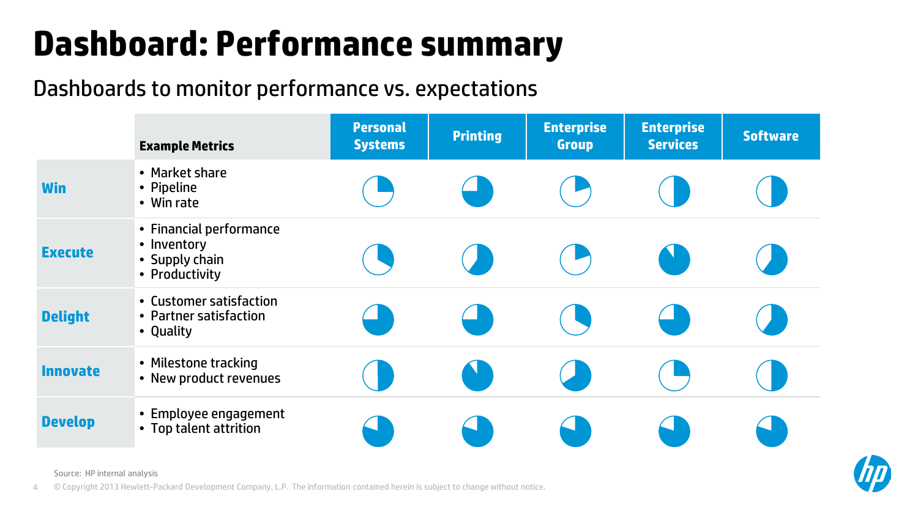# Dashboard: Performance summary

## Dashboards to monitor performance vs. expectations

| | Example Metrics | Personal Systems | Printing | Enterprise Group | Enterprise Services | Software |
|---|---|---|---|---|---|---|
| **Win** | • Market share<br>• Pipeline<br>• Win rate | ◔ | ◕ | ◔ | ◑ | ◑ |
| **Execute** | • Financial performance<br>• Inventory<br>• Supply chain<br>• Productivity | ◔ | ◑ | ◔ | ◕ | ◑ |
| **Delight** | • Customer satisfaction<br>• Partner satisfaction<br>• Quality | ◕ | ◕ | ◔ | ◕ | ◑ |
| **Innovate** | • Milestone tracking<br>• New product revenues | ◑ | ◕ | ◕ | ◔ | ◑ |
| **Develop** | • Employee engagement<br>• Top talent attrition | ◕ | ◕ | ◕ | ◕ | ◕ |

Source: HP internal analysis

© Copyright 2013 Hewlett-Packard Development Company, L.P. The information contained herein is subject to change without notice.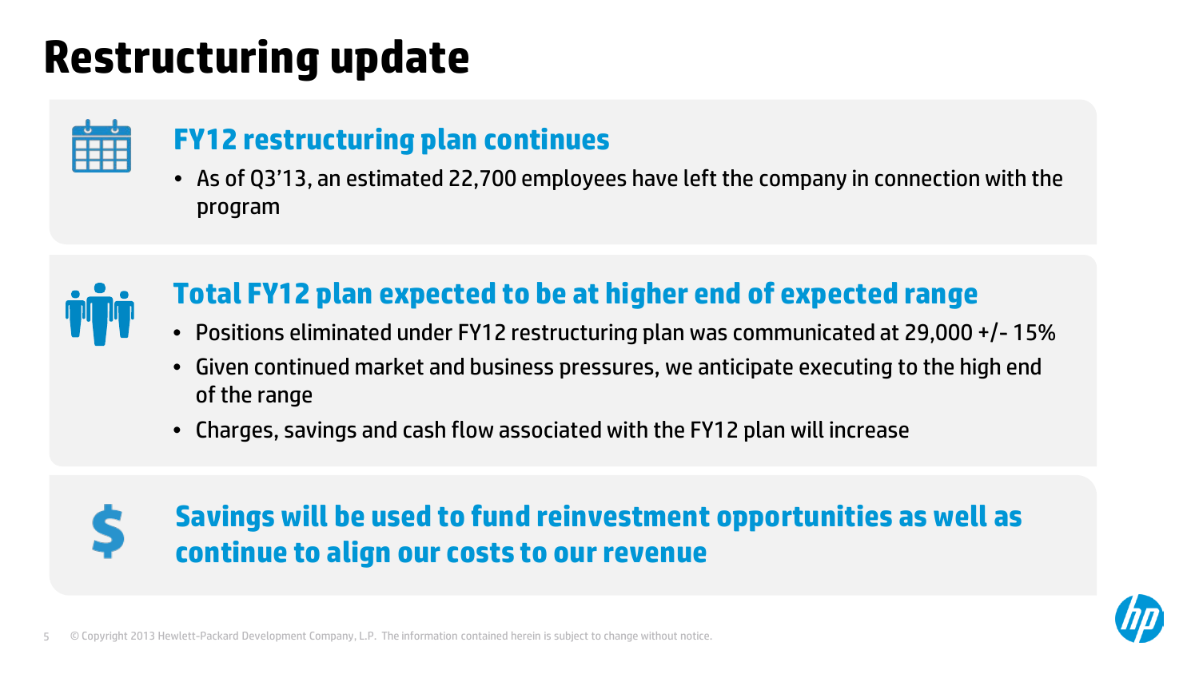# Restructuring update

## FY12 restructuring plan continues

- As of Q3'13, an estimated 22,700 employees have left the company in connection with the program

## Total FY12 plan expected to be at higher end of expected range

- Positions eliminated under FY12 restructuring plan was communicated at 29,000 +/- 15%
- Given continued market and business pressures, we anticipate executing to the high end of the range
- Charges, savings and cash flow associated with the FY12 plan will increase

## Savings will be used to fund reinvestment opportunities as well as continue to align our costs to our revenue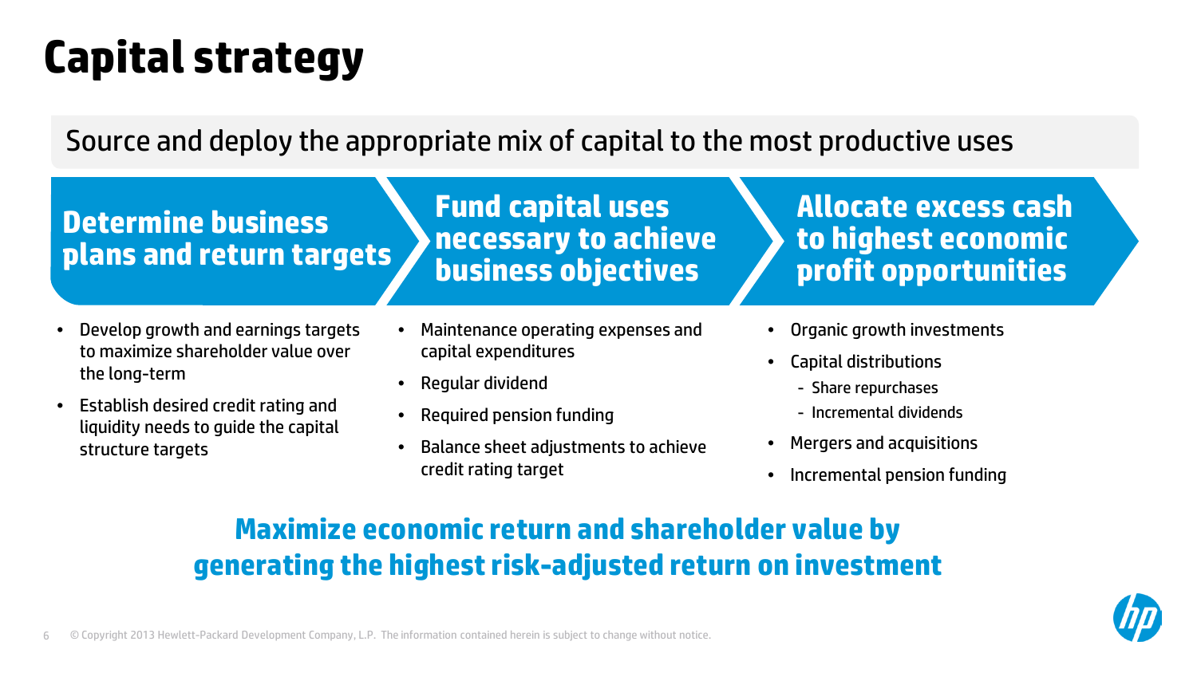# Capital strategy

Source and deploy the appropriate mix of capital to the most productive uses

## Determine business plans and return targets

- Develop growth and earnings targets to maximize shareholder value over the long-term
- Establish desired credit rating and liquidity needs to guide the capital structure targets

## Fund capital uses necessary to achieve business objectives

- Maintenance operating expenses and capital expenditures
- Regular dividend
- Required pension funding
- Balance sheet adjustments to achieve credit rating target

## Allocate excess cash to highest economic profit opportunities

- Organic growth investments
- Capital distributions
  - Share repurchases
  - Incremental dividends
- Mergers and acquisitions
- Incremental pension funding

**Maximize economic return and shareholder value by generating the highest risk-adjusted return on investment**

© Copyright 2013 Hewlett-Packard Development Company, L.P. The information contained herein is subject to change without notice.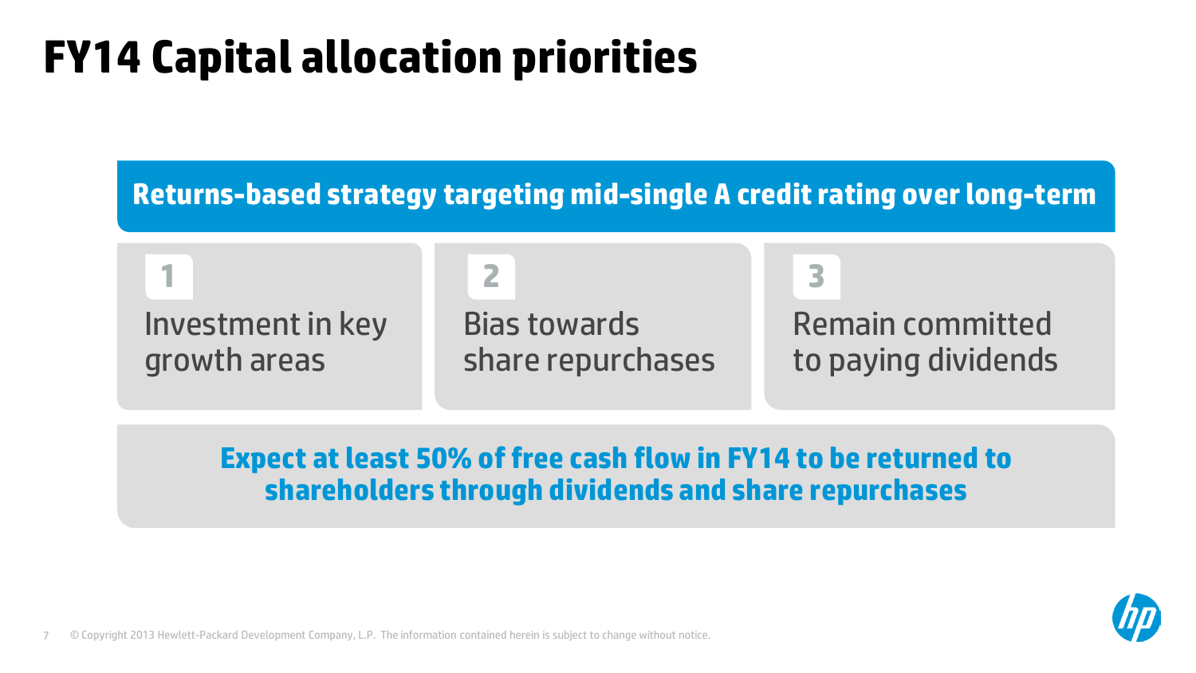# FY14 Capital allocation priorities

**Returns-based strategy targeting mid-single A credit rating over long-term**

1. Investment in key growth areas
2. Bias towards share repurchases
3. Remain committed to paying dividends

**Expect at least 50% of free cash flow in FY14 to be returned to shareholders through dividends and share repurchases**

© Copyright 2013 Hewlett-Packard Development Company, L.P. The information contained herein is subject to change without notice.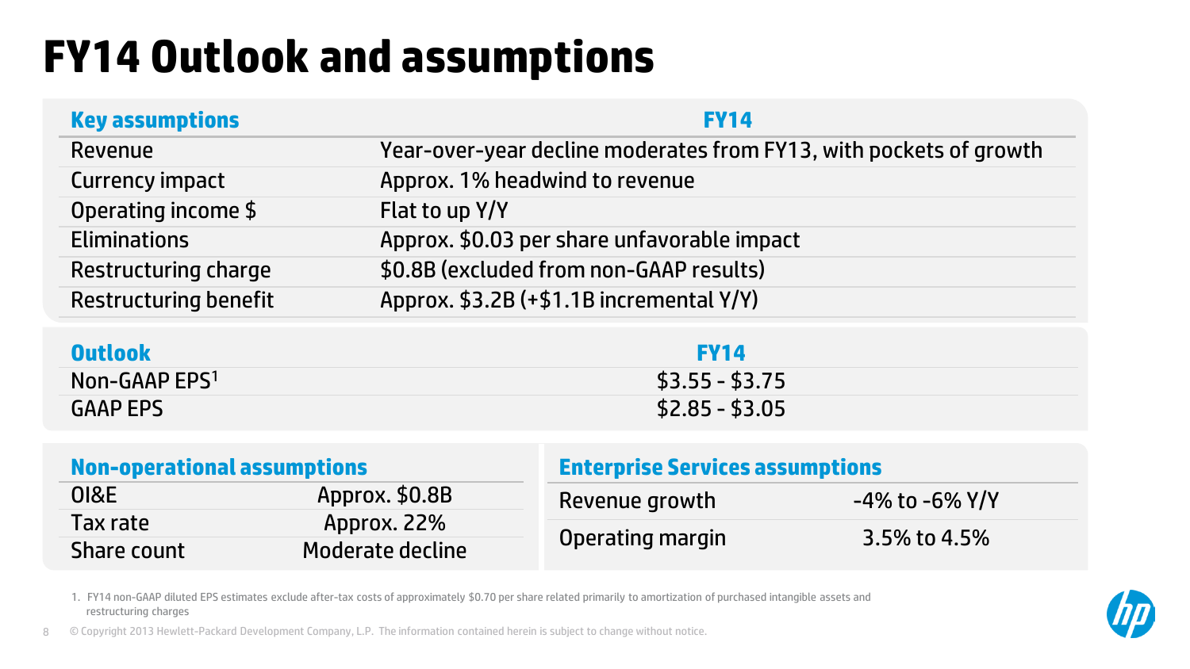# FY14 Outlook and assumptions

| Key assumptions | FY14 |
| --- | --- |
| Revenue | Year-over-year decline moderates from FY13, with pockets of growth |
| Currency impact | Approx. 1% headwind to revenue |
| Operating income $ | Flat to up Y/Y |
| Eliminations | Approx. $0.03 per share unfavorable impact |
| Restructuring charge | $0.8B (excluded from non-GAAP results) |
| Restructuring benefit | Approx. $3.2B (+$1.1B incremental Y/Y) |

| Outlook | FY14 |
| --- | --- |
| Non-GAAP EPS[1] | $3.55 - $3.75 |
| GAAP EPS | $2.85 - $3.05 |

| Non-operational assumptions | |
| --- | --- |
| OI&E | Approx. $0.8B |
| Tax rate | Approx. 22% |
| Share count | Moderate decline |

| Enterprise Services assumptions | |
| --- | --- |
| Revenue growth | -4% to -6% Y/Y |
| Operating margin | 3.5% to 4.5% |

1. FY14 non-GAAP diluted EPS estimates exclude after-tax costs of approximately $0.70 per share related primarily to amortization of purchased intangible assets and restructuring charges

© Copyright 2013 Hewlett-Packard Development Company, L.P. The information contained herein is subject to change without notice.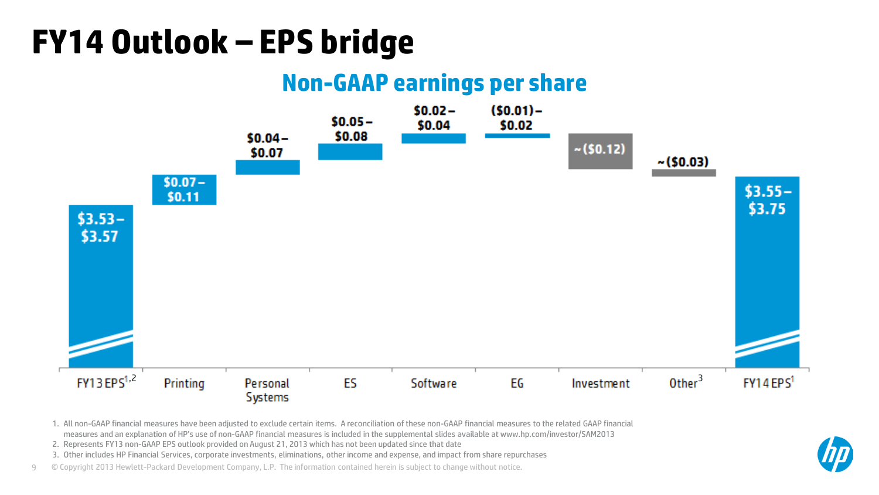# FY14 Outlook – EPS bridge

## Non-GAAP earnings per share

| FY13 EPS[1,2] | Printing | Personal Systems | ES | Software | EG | Investment | Other[3] | FY14 EPS[1] |
|---|---|---|---|---|---|---|---|---|
| $3.53–$3.57 | $0.07–$0.11 | $0.04–$0.07 | $0.05–$0.08 | $0.02–$0.04 | ($0.01)–$0.02 | ~($0.12) | ~($0.03) | $3.55–$3.75 |

1. All non-GAAP financial measures have been adjusted to exclude certain items. A reconciliation of these non-GAAP financial measures to the related GAAP financial measures and an explanation of HP's use of non-GAAP financial measures is included in the supplemental slides available at www.hp.com/investor/SAM2013
2. Represents FY13 non-GAAP EPS outlook provided on August 21, 2013 which has not been updated since that date
3. Other includes HP Financial Services, corporate investments, eliminations, other income and expense, and impact from share repurchases

© Copyright 2013 Hewlett-Packard Development Company, L.P. The information contained herein is subject to change without notice.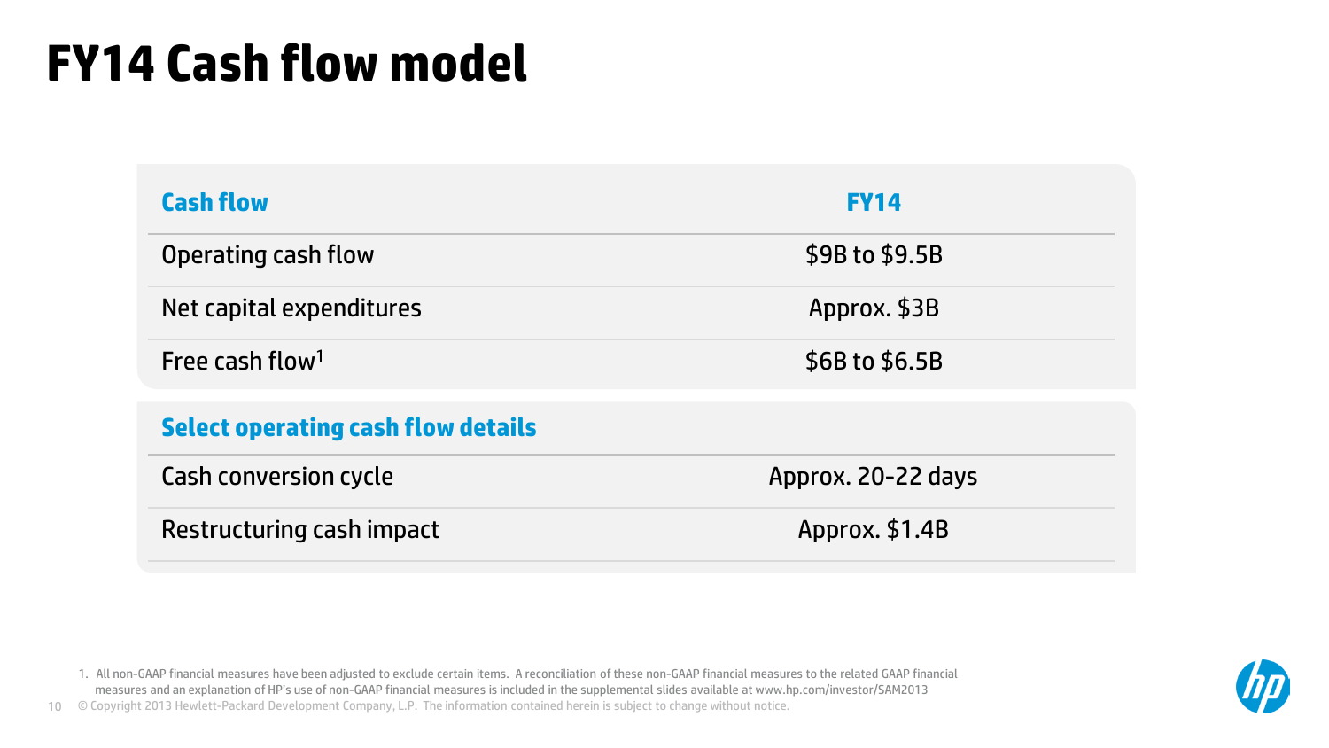# FY14 Cash flow model

| Cash flow | FY14 |
| --- | --- |
| Operating cash flow | $9B to $9.5B |
| Net capital expenditures | Approx. $3B |
| Free cash flow[1] | $6B to $6.5B |

| Select operating cash flow details | |
| --- | --- |
| Cash conversion cycle | Approx. 20-22 days |
| Restructuring cash impact | Approx. $1.4B |

1. All non-GAAP financial measures have been adjusted to exclude certain items. A reconciliation of these non-GAAP financial measures to the related GAAP financial measures and an explanation of HP's use of non-GAAP financial measures is included in the supplemental slides available at www.hp.com/investor/SAM2013

© Copyright 2013 Hewlett-Packard Development Company, L.P. The information contained herein is subject to change without notice.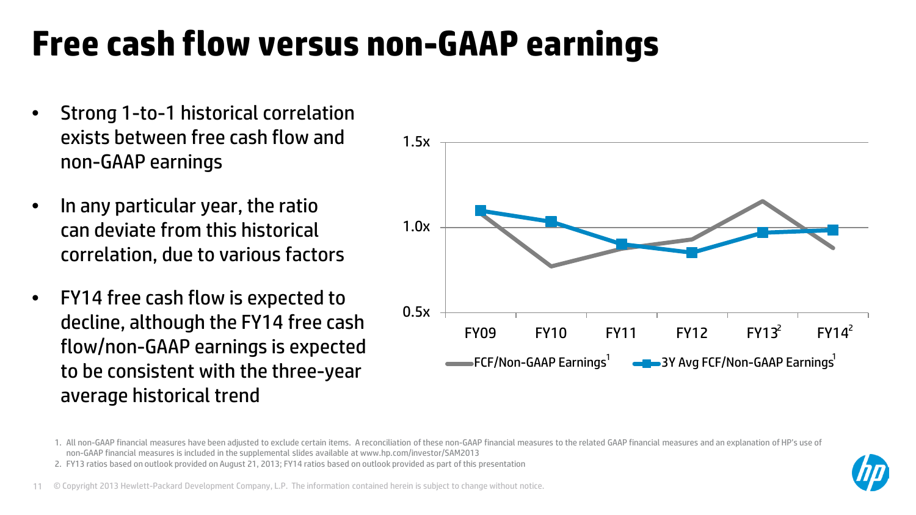# Free cash flow versus non-GAAP earnings

- Strong 1-to-1 historical correlation exists between free cash flow and non-GAAP earnings
- In any particular year, the ratio can deviate from this historical correlation, due to various factors
- FY14 free cash flow is expected to decline, although the FY14 free cash flow/non-GAAP earnings is expected to be consistent with the three-year average historical trend

1.5x

1.0x

0.5x

FY09 FY10 FY11 FY12 FY13[2] FY14[2]

FCF/Non-GAAP Earnings[1] 3Y Avg FCF/Non-GAAP Earnings[1]

1. All non-GAAP financial measures have been adjusted to exclude certain items. A reconciliation of these non-GAAP financial measures to the related GAAP financial measures and an explanation of HP's use of non-GAAP financial measures is included in the supplemental slides available at www.hp.com/investor/SAM2013
2. FY13 ratios based on outlook provided on August 21, 2013; FY14 ratios based on outlook provided as part of this presentation

© Copyright 2013 Hewlett-Packard Development Company, L.P. The information contained herein is subject to change without notice.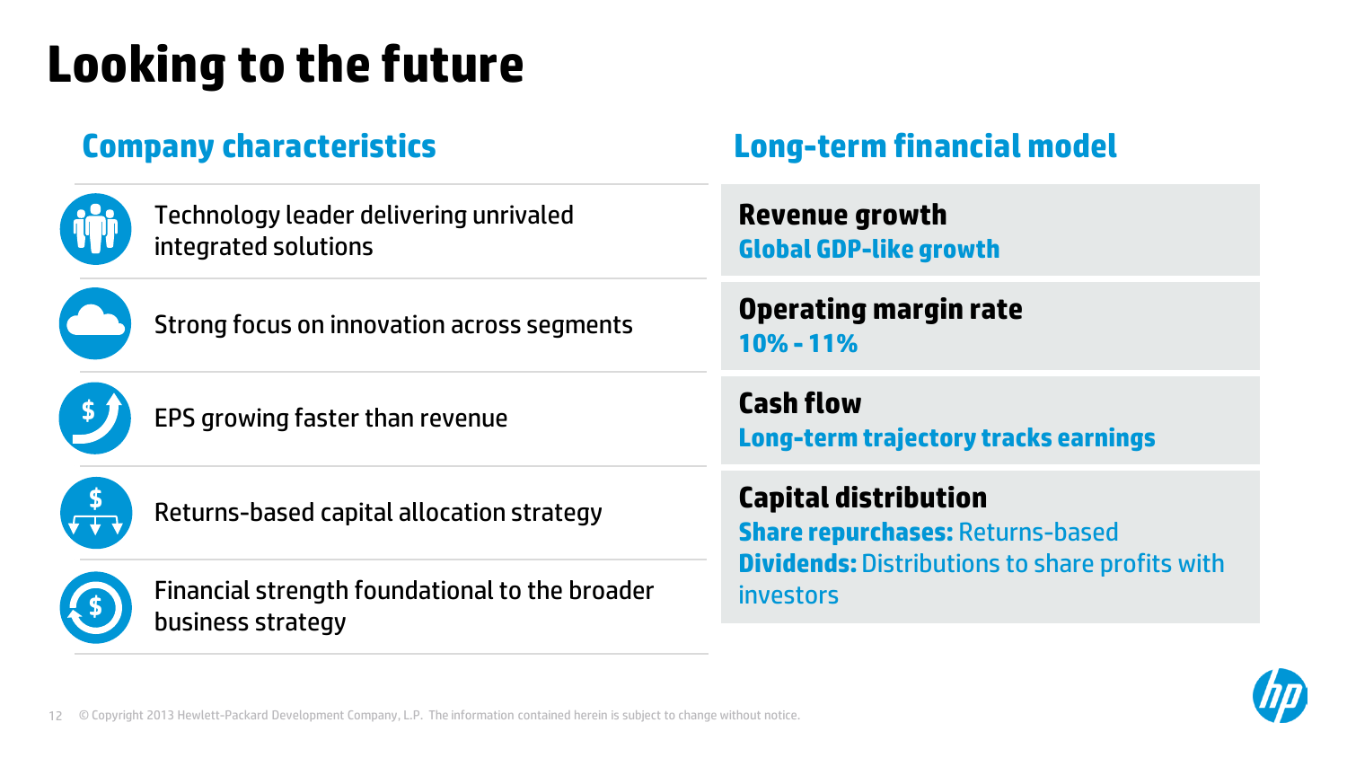# Looking to the future

## Company characteristics

- Technology leader delivering unrivaled integrated solutions
- Strong focus on innovation across segments
- EPS growing faster than revenue
- Returns-based capital allocation strategy
- Financial strength foundational to the broader business strategy

## Long-term financial model

**Revenue growth**
**Global GDP-like growth**

**Operating margin rate**
**10% - 11%**

**Cash flow**
**Long-term trajectory tracks earnings**

**Capital distribution**
**Share repurchases:** Returns-based
**Dividends:** Distributions to share profits with investors

© Copyright 2013 Hewlett-Packard Development Company, L.P. The information contained herein is subject to change without notice.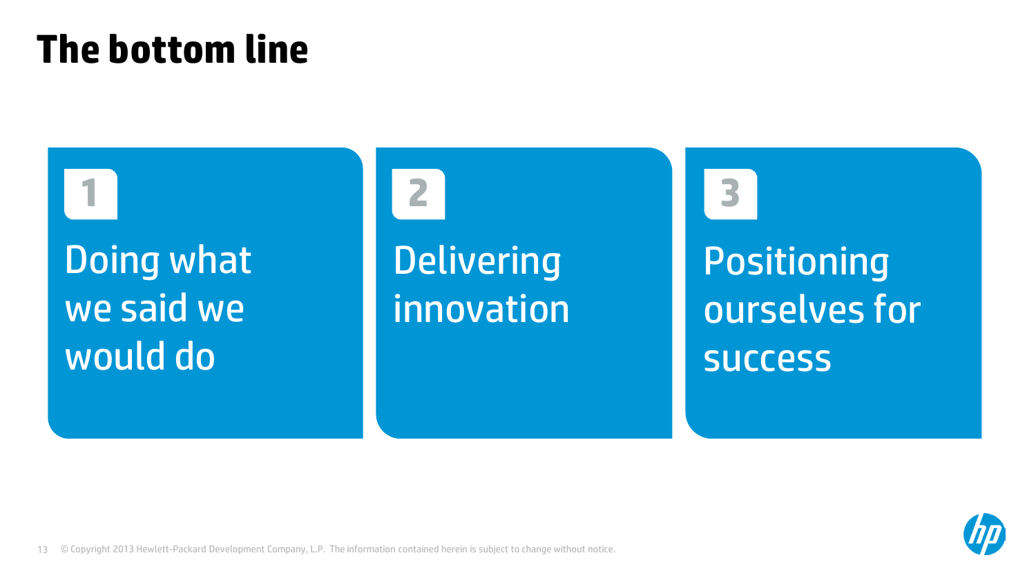# The bottom line

1. Doing what we said we would do
2. Delivering innovation
3. Positioning ourselves for success

© Copyright 2013 Hewlett-Packard Development Company, L.P. The information contained herein is subject to change without notice.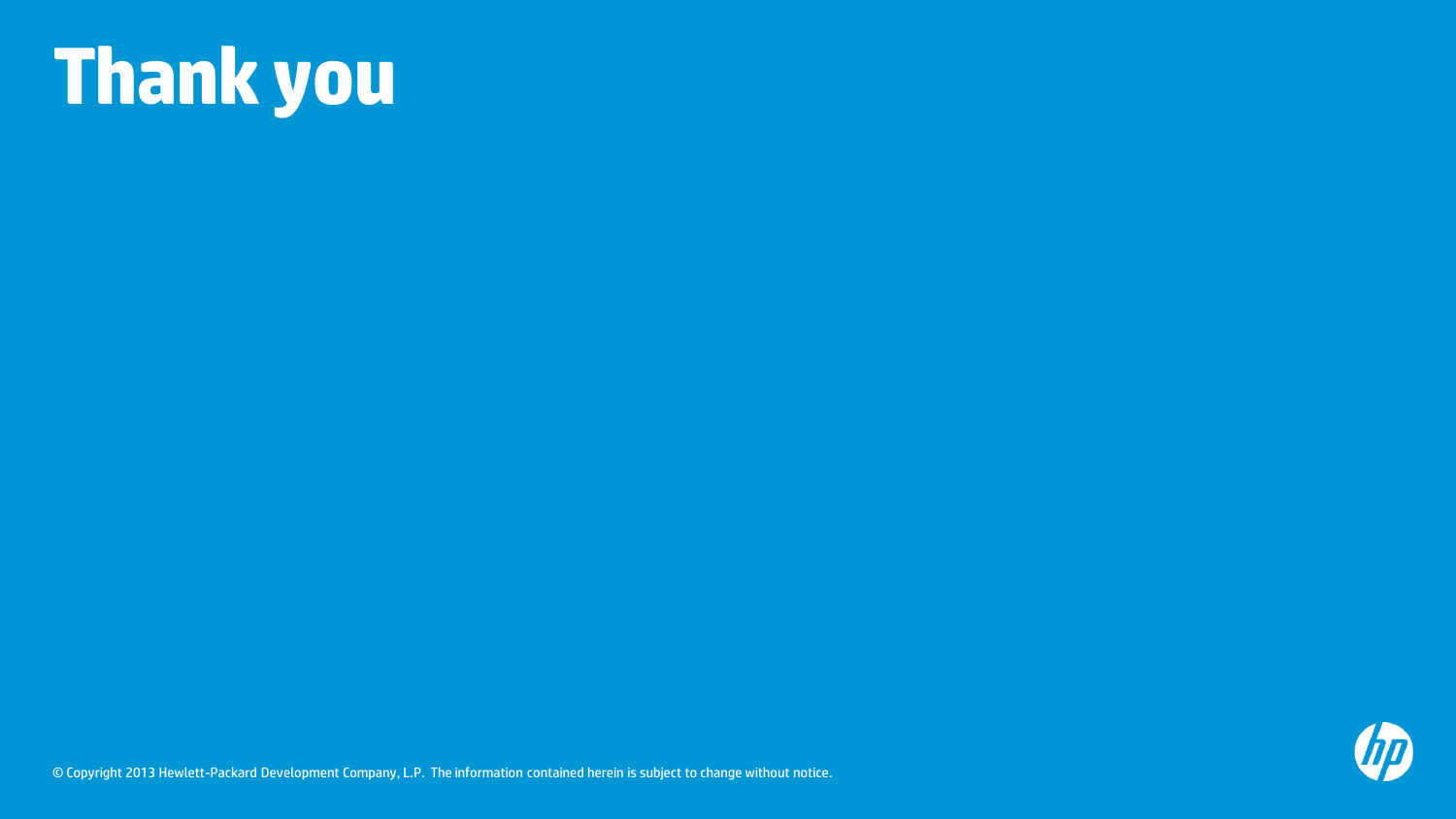# Thank you

© Copyright 2013 Hewlett-Packard Development Company, L.P. The information contained herein is subject to change without notice.